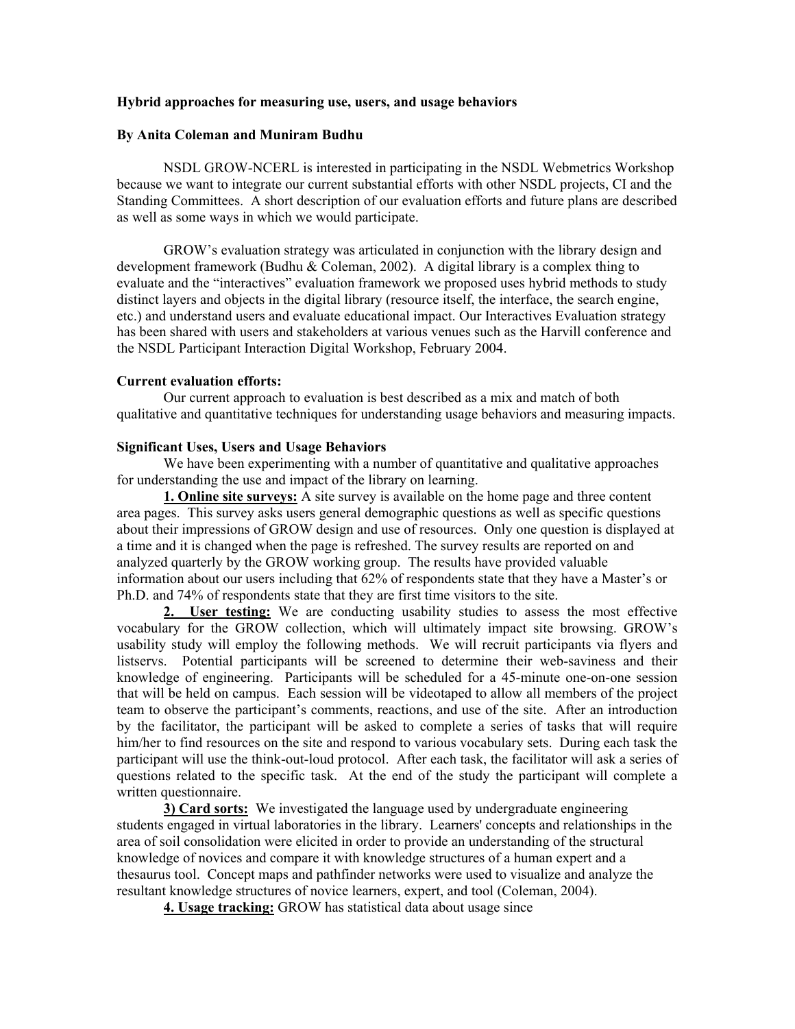**Hybrid approaches for measuring use, users, and usage behaviors**

**By Anita Coleman and Muniram Budhu**

NSDL GROW-NCERL is interested in participating in the NSDL Webmetrics Workshop because we want to integrate our current substantial efforts with other NSDL projects, CI and the Standing Committees. A short description of our evaluation efforts and future plans are described as well as some ways in which we would participate.

GROW's evaluation strategy was articulated in conjunction with the library design and development framework (Budhu & Coleman, 2002). A digital library is a complex thing to evaluate and the "interactives" evaluation framework we proposed uses hybrid methods to study distinct layers and objects in the digital library (resource itself, the interface, the search engine, etc.) and understand users and evaluate educational impact. Our Interactives Evaluation strategy has been shared with users and stakeholders at various venues such as the Harvill conference and the NSDL Participant Interaction Digital Workshop, February 2004.

**Current evaluation efforts:**

Our current approach to evaluation is best described as a mix and match of both qualitative and quantitative techniques for understanding usage behaviors and measuring impacts.

**Significant Uses, Users and Usage Behaviors**

We have been experimenting with a number of quantitative and qualitative approaches for understanding the use and impact of the library on learning.

**1. Online site surveys:** A site survey is available on the home page and three content area pages. This survey asks users general demographic questions as well as specific questions about their impressions of GROW design and use of resources. Only one question is displayed at a time and it is changed when the page is refreshed. The survey results are reported on and analyzed quarterly by the GROW working group. The results have provided valuable information about our users including that 62% of respondents state that they have a Master's or Ph.D. and 74% of respondents state that they are first time visitors to the site.

**2. User testing:** We are conducting usability studies to assess the most effective vocabulary for the GROW collection, which will ultimately impact site browsing. GROW's usability study will employ the following methods. We will recruit participants via flyers and listservs. Potential participants will be screened to determine their web-saviness and their knowledge of engineering. Participants will be scheduled for a 45-minute one-on-one session that will be held on campus. Each session will be videotaped to allow all members of the project team to observe the participant's comments, reactions, and use of the site. After an introduction by the facilitator, the participant will be asked to complete a series of tasks that will require him/her to find resources on the site and respond to various vocabulary sets. During each task the participant will use the think-out-loud protocol. After each task, the facilitator will ask a series of questions related to the specific task. At the end of the study the participant will complete a written questionnaire.

**3) Card sorts:** We investigated the language used by undergraduate engineering students engaged in virtual laboratories in the library. Learners' concepts and relationships in the area of soil consolidation were elicited in order to provide an understanding of the structural knowledge of novices and compare it with knowledge structures of a human expert and a thesaurus tool. Concept maps and pathfinder networks were used to visualize and analyze the resultant knowledge structures of novice learners, expert, and tool (Coleman, 2004).

**4. Usage tracking:** GROW has statistical data about usage since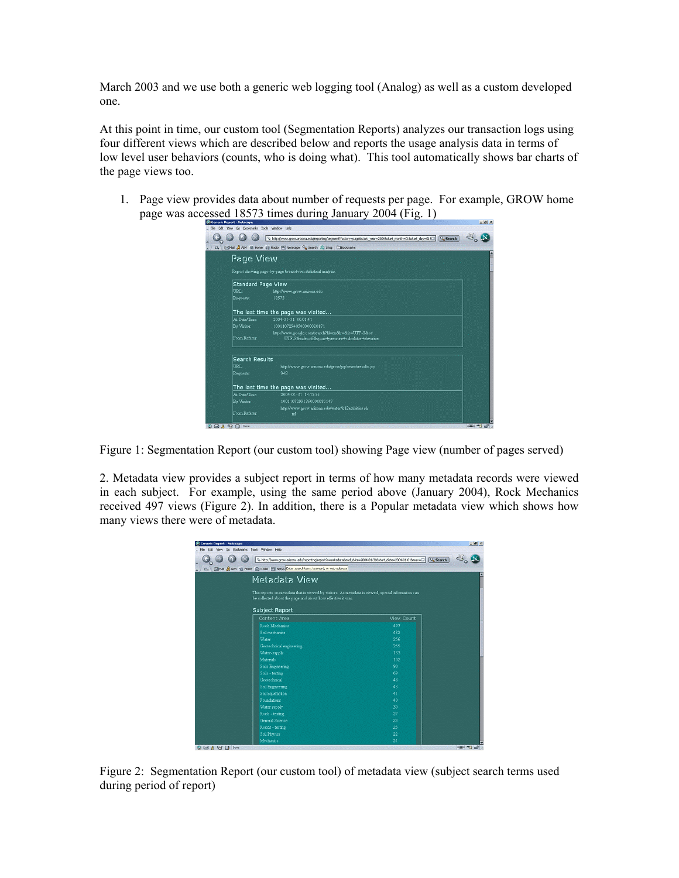March 2003 and we use both a generic web logging tool (Analog) as well as a custom developed one.

At this point in time, our custom tool (Segmentation Reports) analyzes our transaction logs using four different views which are described below and reports the usage analysis data in terms of low level user behaviors (counts, who is doing what). This tool automatically shows bar charts of the page views too.

1. Page view provides data about number of requests per page. For example, GROW home page was accessed 18573 times during January 2004 (Fig. 1)

Figure 1: Segmentation Report (our custom tool) showing Page view (number of pages served)

2. Metadata view provides a subject report in terms of how many metadata records were viewed in each subject. For example, using the same period above (January 2004), Rock Mechanics received 497 views (Figure 2). In addition, there is a Popular metadata view which shows how many views there were of metadata.

Figure 2: Segmentation Report (our custom tool) of metadata view (subject search terms used during period of report)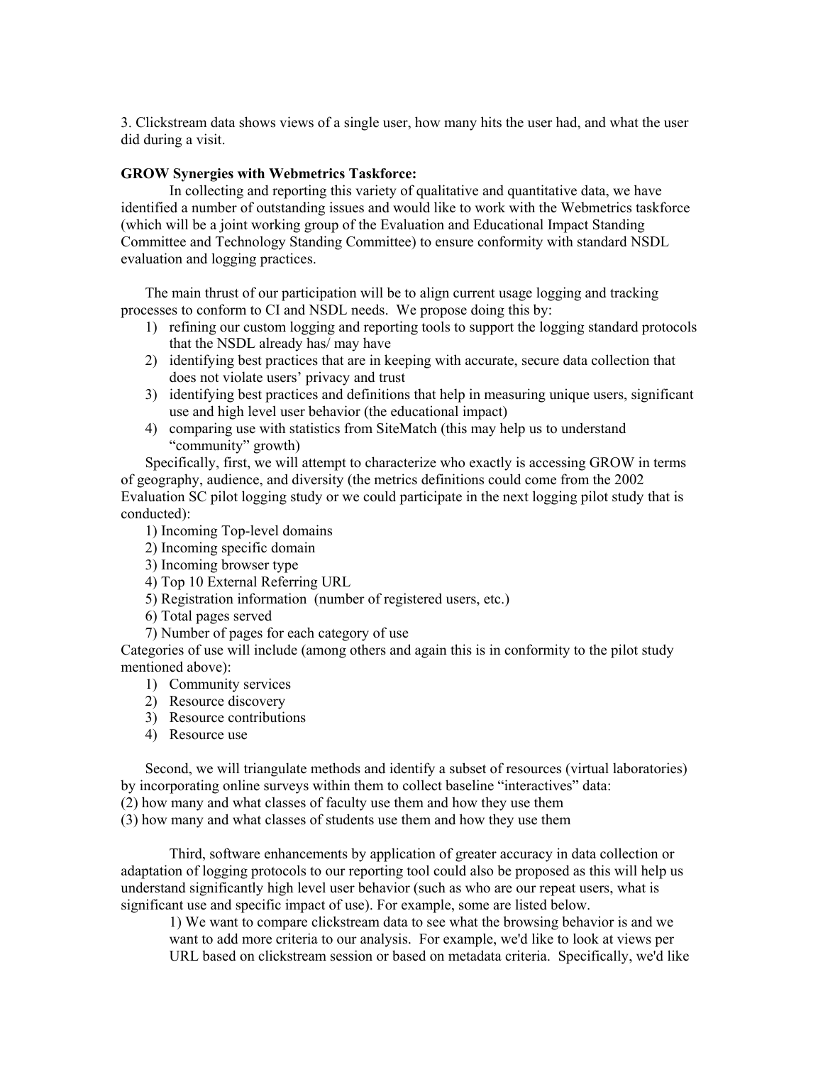3. Clickstream data shows views of a single user, how many hits the user had, and what the user did during a visit.

**GROW Synergies with Webmetrics Taskforce:**

In collecting and reporting this variety of qualitative and quantitative data, we have identified a number of outstanding issues and would like to work with the Webmetrics taskforce (which will be a joint working group of the Evaluation and Educational Impact Standing Committee and Technology Standing Committee) to ensure conformity with standard NSDL evaluation and logging practices.

The main thrust of our participation will be to align current usage logging and tracking processes to conform to CI and NSDL needs. We propose doing this by:

1) refining our custom logging and reporting tools to support the logging standard protocols that the NSDL already has/ may have
2) identifying best practices that are in keeping with accurate, secure data collection that does not violate users' privacy and trust
3) identifying best practices and definitions that help in measuring unique users, significant use and high level user behavior (the educational impact)
4) comparing use with statistics from SiteMatch (this may help us to understand "community" growth)

Specifically, first, we will attempt to characterize who exactly is accessing GROW in terms of geography, audience, and diversity (the metrics definitions could come from the 2002 Evaluation SC pilot logging study or we could participate in the next logging pilot study that is conducted):

1) Incoming Top-level domains
2) Incoming specific domain
3) Incoming browser type
4) Top 10 External Referring URL
5) Registration information (number of registered users, etc.)
6) Total pages served
7) Number of pages for each category of use

Categories of use will include (among others and again this is in conformity to the pilot study mentioned above):

1) Community services
2) Resource discovery
3) Resource contributions
4) Resource use

Second, we will triangulate methods and identify a subset of resources (virtual laboratories) by incorporating online surveys within them to collect baseline "interactives" data:
(2) how many and what classes of faculty use them and how they use them
(3) how many and what classes of students use them and how they use them

Third, software enhancements by application of greater accuracy in data collection or adaptation of logging protocols to our reporting tool could also be proposed as this will help us understand significantly high level user behavior (such as who are our repeat users, what is significant use and specific impact of use). For example, some are listed below.

1) We want to compare clickstream data to see what the browsing behavior is and we want to add more criteria to our analysis. For example, we'd like to look at views per URL based on clickstream session or based on metadata criteria. Specifically, we'd like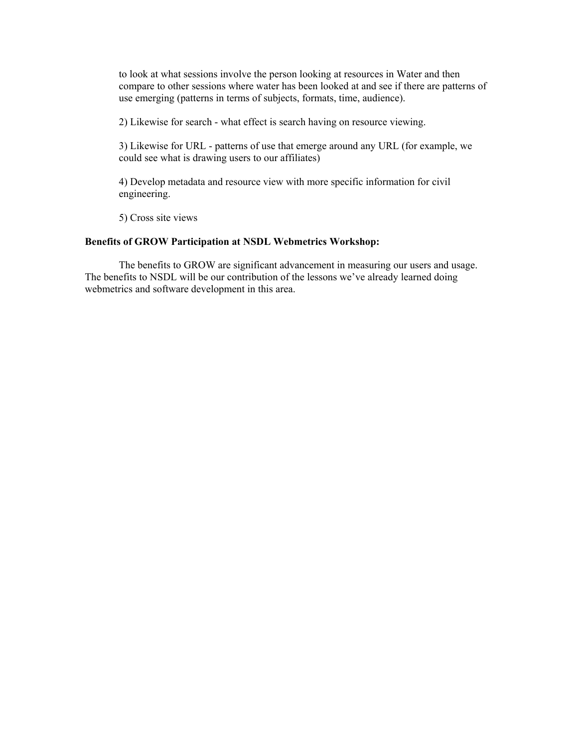to look at what sessions involve the person looking at resources in Water and then compare to other sessions where water has been looked at and see if there are patterns of use emerging (patterns in terms of subjects, formats, time, audience).

2) Likewise for search - what effect is search having on resource viewing.

3) Likewise for URL - patterns of use that emerge around any URL (for example, we could see what is drawing users to our affiliates)

4) Develop metadata and resource view with more specific information for civil engineering.

5) Cross site views

**Benefits of GROW Participation at NSDL Webmetrics Workshop:**

The benefits to GROW are significant advancement in measuring our users and usage. The benefits to NSDL will be our contribution of the lessons we've already learned doing webmetrics and software development in this area.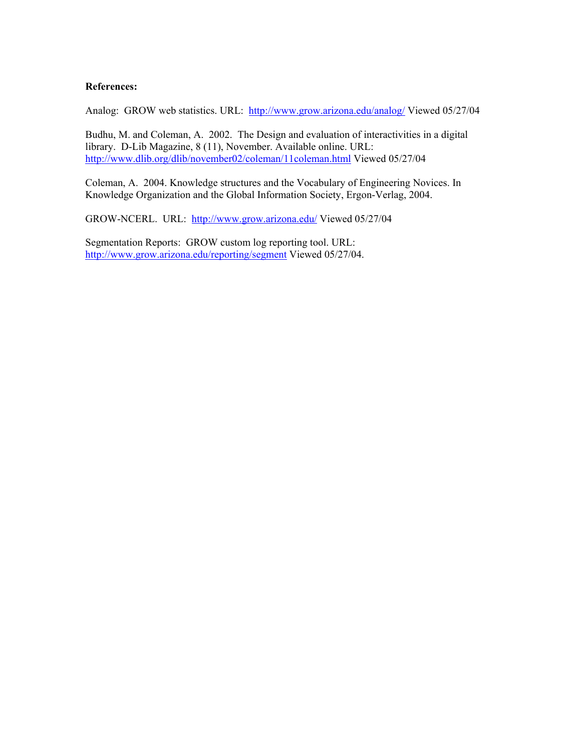**References:**

Analog: GROW web statistics. URL: http://www.grow.arizona.edu/analog/ Viewed 05/27/04

Budhu, M. and Coleman, A. 2002. The Design and evaluation of interactivities in a digital library. D-Lib Magazine, 8 (11), November. Available online. URL: http://www.dlib.org/dlib/november02/coleman/11coleman.html Viewed 05/27/04

Coleman, A. 2004. Knowledge structures and the Vocabulary of Engineering Novices. In Knowledge Organization and the Global Information Society, Ergon-Verlag, 2004.

GROW-NCERL. URL: http://www.grow.arizona.edu/ Viewed 05/27/04

Segmentation Reports: GROW custom log reporting tool. URL: http://www.grow.arizona.edu/reporting/segment Viewed 05/27/04.